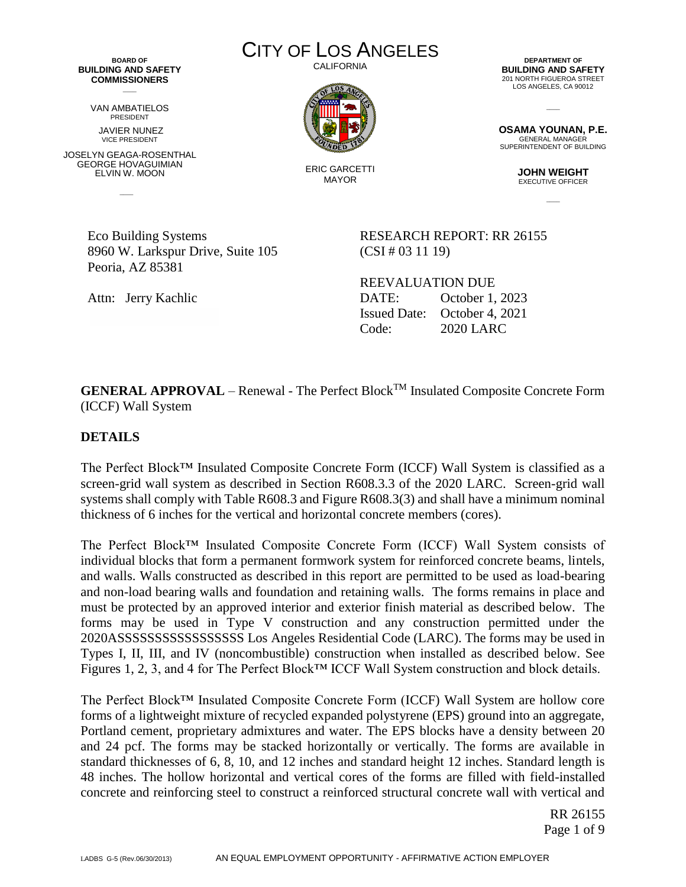# CITY OF LOS ANGELES

CALIFORNIA

**BOARD OF BUILDING AND SAFETY COMMISSIONERS**

VAN AMBATIELOS
PRESIDENT

JAVIER NUNEZ
VICE PRESIDENT

JOSELYN GEAGA-ROSENTHAL
GEORGE HOVAGUIMIAN
ELVIN W. MOON

ERIC GARCETTI
MAYOR

**DEPARTMENT OF BUILDING AND SAFETY**
201 NORTH FIGUEROA STREET
LOS ANGELES, CA 90012

**OSAMA YOUNAN, P.E.**
GENERAL MANAGER
SUPERINTENDENT OF BUILDING

**JOHN WEIGHT**
EXECUTIVE OFFICER

Eco Building Systems
8960 W. Larkspur Drive, Suite 105
Peoria, AZ 85381

Attn: Jerry Kachlic

RESEARCH REPORT: RR 26155
(CSI # 03 11 19)

REEVALUATION DUE
DATE: October 1, 2023
Issued Date: October 4, 2021
Code: 2020 LARC

**GENERAL APPROVAL** – Renewal - The Perfect Block™ Insulated Composite Concrete Form (ICCF) Wall System

## DETAILS

The Perfect Block™ Insulated Composite Concrete Form (ICCF) Wall System is classified as a screen-grid wall system as described in Section R608.3.3 of the 2020 LARC. Screen-grid wall systems shall comply with Table R608.3 and Figure R608.3(3) and shall have a minimum nominal thickness of 6 inches for the vertical and horizontal concrete members (cores).

The Perfect Block™ Insulated Composite Concrete Form (ICCF) Wall System consists of individual blocks that form a permanent formwork system for reinforced concrete beams, lintels, and walls. Walls constructed as described in this report are permitted to be used as load-bearing and non-load bearing walls and foundation and retaining walls. The forms remains in place and must be protected by an approved interior and exterior finish material as described below. The forms may be used in Type V construction and any construction permitted under the 2020ASSSSSSSSSSSSSSSSS Los Angeles Residential Code (LARC). The forms may be used in Types I, II, III, and IV (noncombustible) construction when installed as described below. See Figures 1, 2, 3, and 4 for The Perfect Block™ ICCF Wall System construction and block details.

The Perfect Block™ Insulated Composite Concrete Form (ICCF) Wall System are hollow core forms of a lightweight mixture of recycled expanded polystyrene (EPS) ground into an aggregate, Portland cement, proprietary admixtures and water. The EPS blocks have a density between 20 and 24 pcf. The forms may be stacked horizontally or vertically. The forms are available in standard thicknesses of 6, 8, 10, and 12 inches and standard height 12 inches. Standard length is 48 inches. The hollow horizontal and vertical cores of the forms are filled with field-installed concrete and reinforcing steel to construct a reinforced structural concrete wall with vertical and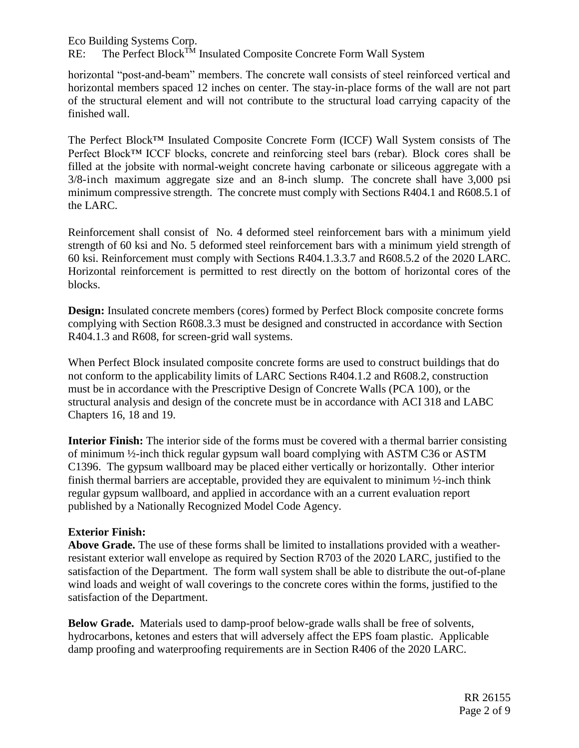horizontal "post-and-beam" members. The concrete wall consists of steel reinforced vertical and horizontal members spaced 12 inches on center. The stay-in-place forms of the wall are not part of the structural element and will not contribute to the structural load carrying capacity of the finished wall.

The Perfect Block™ Insulated Composite Concrete Form (ICCF) Wall System consists of The Perfect Block™ ICCF blocks, concrete and reinforcing steel bars (rebar). Block cores shall be filled at the jobsite with normal-weight concrete having carbonate or siliceous aggregate with a 3/8-inch maximum aggregate size and an 8-inch slump. The concrete shall have 3,000 psi minimum compressive strength. The concrete must comply with Sections R404.1 and R608.5.1 of the LARC.

Reinforcement shall consist of No. 4 deformed steel reinforcement bars with a minimum yield strength of 60 ksi and No. 5 deformed steel reinforcement bars with a minimum yield strength of 60 ksi. Reinforcement must comply with Sections R404.1.3.3.7 and R608.5.2 of the 2020 LARC. Horizontal reinforcement is permitted to rest directly on the bottom of horizontal cores of the blocks.

**Design:** Insulated concrete members (cores) formed by Perfect Block composite concrete forms complying with Section R608.3.3 must be designed and constructed in accordance with Section R404.1.3 and R608, for screen-grid wall systems.

When Perfect Block insulated composite concrete forms are used to construct buildings that do not conform to the applicability limits of LARC Sections R404.1.2 and R608.2, construction must be in accordance with the Prescriptive Design of Concrete Walls (PCA 100), or the structural analysis and design of the concrete must be in accordance with ACI 318 and LABC Chapters 16, 18 and 19.

**Interior Finish:** The interior side of the forms must be covered with a thermal barrier consisting of minimum ½-inch thick regular gypsum wall board complying with ASTM C36 or ASTM C1396. The gypsum wallboard may be placed either vertically or horizontally. Other interior finish thermal barriers are acceptable, provided they are equivalent to minimum ½-inch think regular gypsum wallboard, and applied in accordance with an a current evaluation report published by a Nationally Recognized Model Code Agency.

**Exterior Finish:**

**Above Grade.** The use of these forms shall be limited to installations provided with a weather-resistant exterior wall envelope as required by Section R703 of the 2020 LARC, justified to the satisfaction of the Department. The form wall system shall be able to distribute the out-of-plane wind loads and weight of wall coverings to the concrete cores within the forms, justified to the satisfaction of the Department.

**Below Grade.** Materials used to damp-proof below-grade walls shall be free of solvents, hydrocarbons, ketones and esters that will adversely affect the EPS foam plastic. Applicable damp proofing and waterproofing requirements are in Section R406 of the 2020 LARC.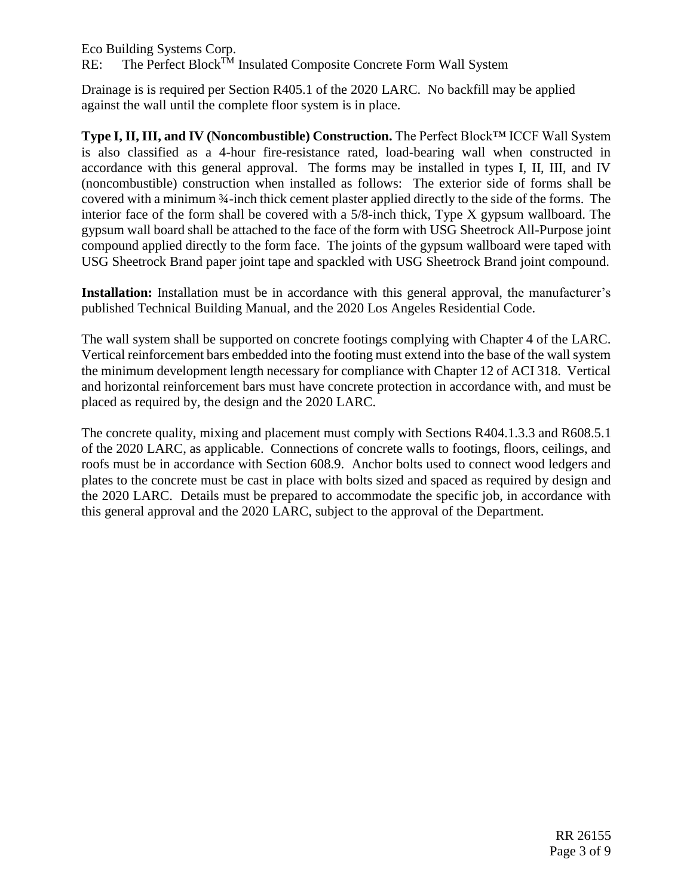Drainage is is required per Section R405.1 of the 2020 LARC. No backfill may be applied against the wall until the complete floor system is in place.

**Type I, II, III, and IV (Noncombustible) Construction.** The Perfect Block™ ICCF Wall System is also classified as a 4-hour fire-resistance rated, load-bearing wall when constructed in accordance with this general approval. The forms may be installed in types I, II, III, and IV (noncombustible) construction when installed as follows: The exterior side of forms shall be covered with a minimum ¾-inch thick cement plaster applied directly to the side of the forms. The interior face of the form shall be covered with a 5/8-inch thick, Type X gypsum wallboard. The gypsum wall board shall be attached to the face of the form with USG Sheetrock All-Purpose joint compound applied directly to the form face. The joints of the gypsum wallboard were taped with USG Sheetrock Brand paper joint tape and spackled with USG Sheetrock Brand joint compound.

**Installation:** Installation must be in accordance with this general approval, the manufacturer's published Technical Building Manual, and the 2020 Los Angeles Residential Code.

The wall system shall be supported on concrete footings complying with Chapter 4 of the LARC. Vertical reinforcement bars embedded into the footing must extend into the base of the wall system the minimum development length necessary for compliance with Chapter 12 of ACI 318. Vertical and horizontal reinforcement bars must have concrete protection in accordance with, and must be placed as required by, the design and the 2020 LARC.

The concrete quality, mixing and placement must comply with Sections R404.1.3.3 and R608.5.1 of the 2020 LARC, as applicable. Connections of concrete walls to footings, floors, ceilings, and roofs must be in accordance with Section 608.9. Anchor bolts used to connect wood ledgers and plates to the concrete must be cast in place with bolts sized and spaced as required by design and the 2020 LARC. Details must be prepared to accommodate the specific job, in accordance with this general approval and the 2020 LARC, subject to the approval of the Department.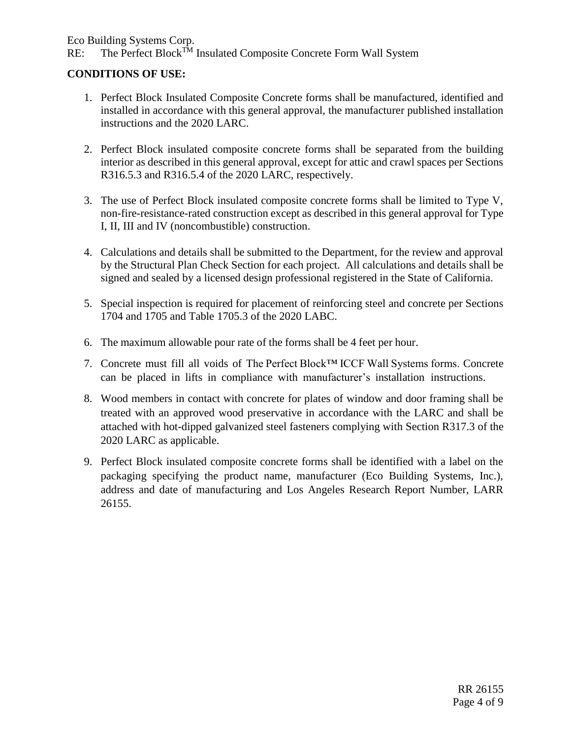## CONDITIONS OF USE:

1. Perfect Block Insulated Composite Concrete forms shall be manufactured, identified and installed in accordance with this general approval, the manufacturer published installation instructions and the 2020 LARC.

2. Perfect Block insulated composite concrete forms shall be separated from the building interior as described in this general approval, except for attic and crawl spaces per Sections R316.5.3 and R316.5.4 of the 2020 LARC, respectively.

3. The use of Perfect Block insulated composite concrete forms shall be limited to Type V, non-fire-resistance-rated construction except as described in this general approval for Type I, II, III and IV (noncombustible) construction.

4. Calculations and details shall be submitted to the Department, for the review and approval by the Structural Plan Check Section for each project. All calculations and details shall be signed and sealed by a licensed design professional registered in the State of California.

5. Special inspection is required for placement of reinforcing steel and concrete per Sections 1704 and 1705 and Table 1705.3 of the 2020 LABC.

6. The maximum allowable pour rate of the forms shall be 4 feet per hour.

7. Concrete must fill all voids of The Perfect Block™ ICCF Wall Systems forms. Concrete can be placed in lifts in compliance with manufacturer's installation instructions.

8. Wood members in contact with concrete for plates of window and door framing shall be treated with an approved wood preservative in accordance with the LARC and shall be attached with hot-dipped galvanized steel fasteners complying with Section R317.3 of the 2020 LARC as applicable.

9. Perfect Block insulated composite concrete forms shall be identified with a label on the packaging specifying the product name, manufacturer (Eco Building Systems, Inc.), address and date of manufacturing and Los Angeles Research Report Number, LARR 26155.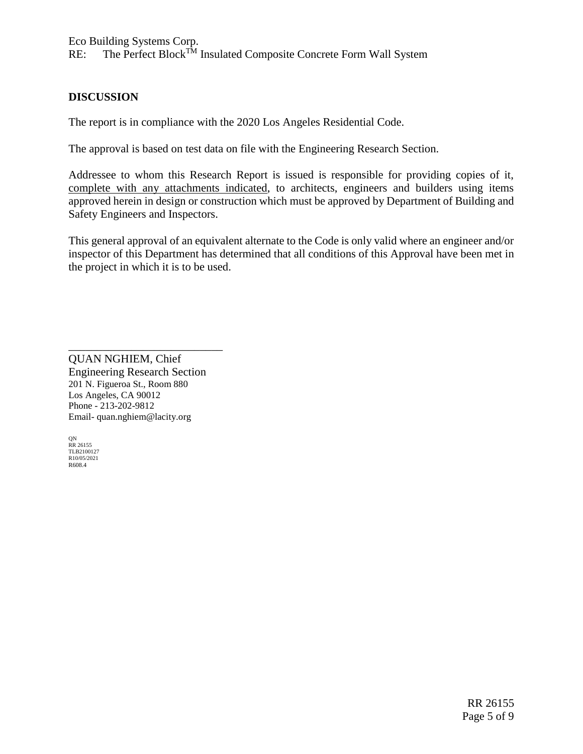## DISCUSSION

The report is in compliance with the 2020 Los Angeles Residential Code.

The approval is based on test data on file with the Engineering Research Section.

Addressee to whom this Research Report is issued is responsible for providing copies of it, complete with any attachments indicated, to architects, engineers and builders using items approved herein in design or construction which must be approved by Department of Building and Safety Engineers and Inspectors.

This general approval of an equivalent alternate to the Code is only valid where an engineer and/or inspector of this Department has determined that all conditions of this Approval have been met in the project in which it is to be used.

___________________________

QUAN NGHIEM, Chief
Engineering Research Section
201 N. Figueroa St., Room 880
Los Angeles, CA 90012
Phone - 213-202-9812
Email- quan.nghiem@lacity.org

QN
RR 26155
TLB2100127
R10/05/2021
R608.4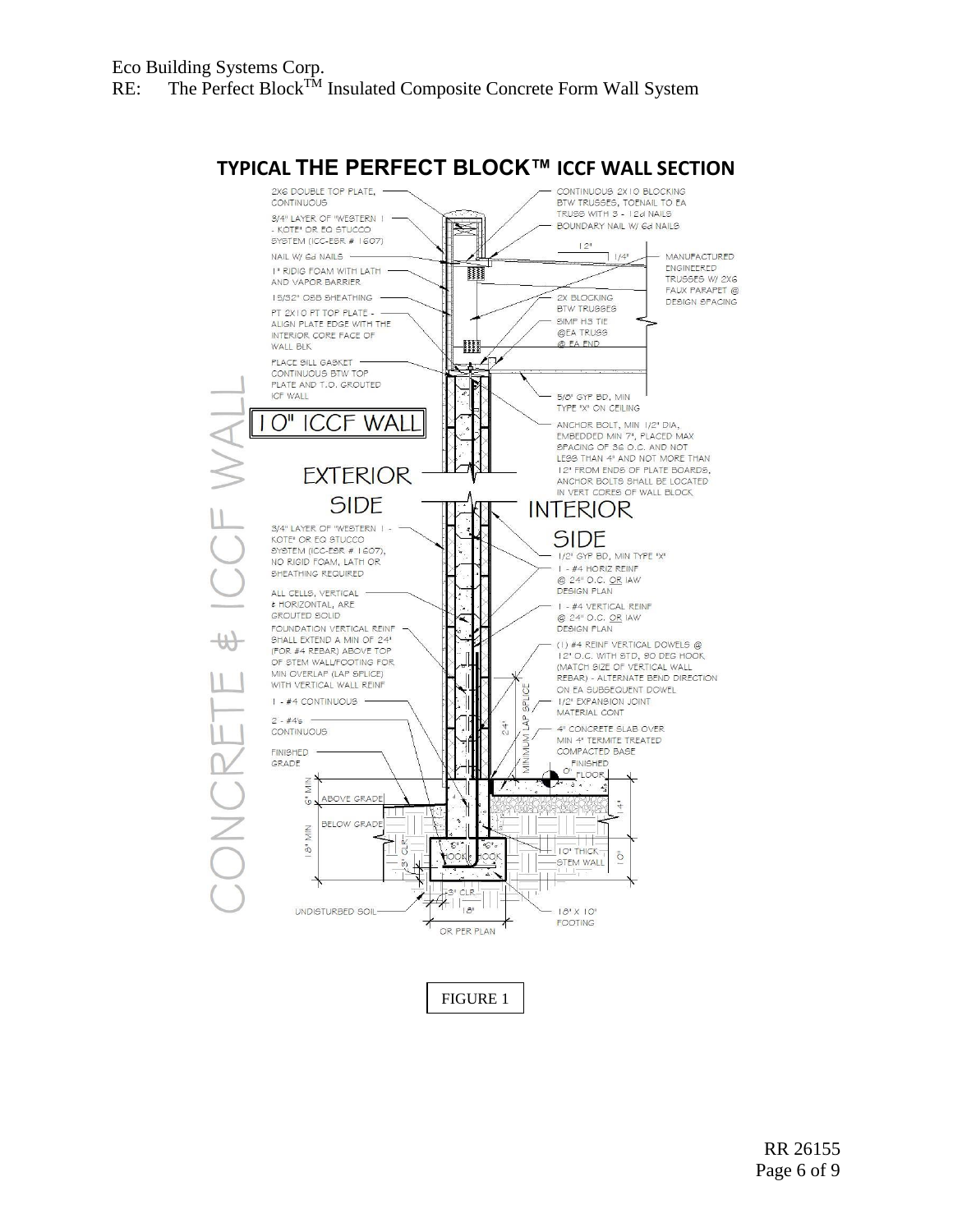# TYPICAL THE PERFECT BLOCK™ ICCF WALL SECTION

CONCRETE & ICCF WALL

10" ICCF WALL

EXTERIOR SIDE

INTERIOR SIDE

2X6 DOUBLE TOP PLATE, CONTINUOUS

3/4" LAYER OF "WESTERN 1 - KOTE" OR EQ STUCCO SYSTEM (ICC-ESR # 1607)

NAIL W/ 6d NAILS

1" RIGID FOAM WITH LATH AND VAPOR BARRIER

15/32" OSB SHEATHING

PT 2X10 PT TOP PLATE - ALIGN PLATE EDGE WITH THE INTERIOR CORE FACE OF WALL BLK

PLACE SILL GASKET CONTINUOUS BTW TOP PLATE AND T.O. GROUTED ICF WALL

CONTINUOUS 2X10 BLOCKING BTW TRUSSES, TOENAIL TO EA TRUSS WITH 3 - 12d NAILS

BOUNDARY NAIL W/ 6d NAILS

12"

1/4"

MANUFACTURED ENGINEERED TRUSSES W/ 2X6 FAUX PARAPET @ DESIGN SPACING

2X BLOCKING BTW TRUSSES

SIMP H5 TIE @EA TRUSS @ EA END

5/8" GYP BD, MIN TYPE "X" ON CEILING

ANCHOR BOLT, MIN 1/2" DIA, EMBEDDED MIN 7", PLACED MAX SPACING OF 36 O.C. AND NOT LESS THAN 4" AND NOT MORE THAN 12" FROM ENDS OF PLATE BOARDS, ANCHOR BOLTS SHALL BE LOCATED IN VERT CORES OF WALL BLOCK

3/4" LAYER OF "WESTERN 1 - KOTE" OR EQ STUCCO SYSTEM (ICC-ESR # 1607), NO RIGID FOAM, LATH OR SHEATHING REQUIRED

ALL CELLS, VERTICAL & HORIZONTAL, ARE GROUTED SOLID

FOUNDATION VERTICAL REINF SHALL EXTEND A MIN OF 24" (FOR #4 REBAR) ABOVE TOP OF STEM WALL/FOOTING FOR MIN OVERLAP (LAP SPLICE) WITH VERTICAL WALL REINF

1 - #4 CONTINUOUS

2 - #4's CONTINUOUS

FINISHED GRADE

1/2" GYP BD, MIN TYPE "X"

1 - #4 HORIZ REINF @ 24" O.C. OR IAW DESIGN PLAN

1 - #4 VERTICAL REINF @ 24" O.C. OR IAW DESIGN PLAN

(1) #4 REINF VERTICAL DOWELS @ 12" O.C. WITH STD, 90 DEG HOOK (MATCH SIZE OF VERTICAL WALL REBAR) - ALTERNATE BEND DIRECTION ON EA SUBSEQUENT DOWEL

1/2" EXPANSION JOINT MATERIAL CONT

4" CONCRETE SLAB OVER MIN 4" TERMITE TREATED COMPACTED BASE

24" MINIMUM LAP SPLICE

0" FINISHED FLOOR

6" MIN ABOVE GRADE

18" MIN BELOW GRADE

4"

3" CLR

6" HOOK

6" HOOK

10" THICK STEM WALL

10"

3" CLR

18"

OR PER PLAN

UNDISTURBED SOIL

18" X 10" FOOTING

FIGURE 1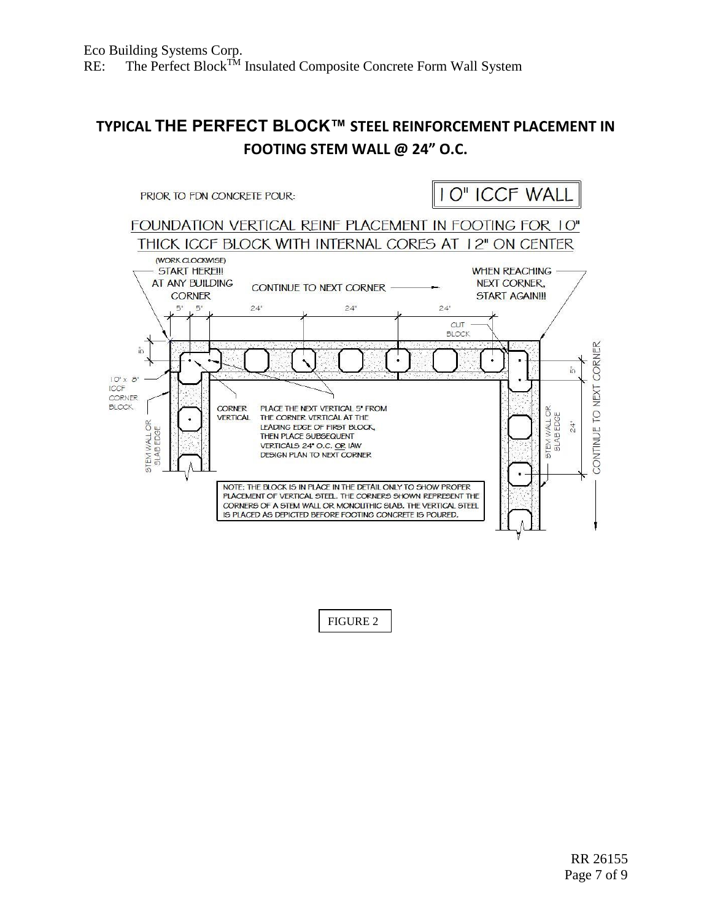## TYPICAL THE PERFECT BLOCK™ STEEL REINFORCEMENT PLACEMENT IN FOOTING STEM WALL @ 24" O.C.

PRIOR TO FDN CONCRETE POUR:

10" ICCF WALL

FOUNDATION VERTICAL REINF PLACEMENT IN FOOTING FOR 10" THICK ICCF BLOCK WITH INTERNAL CORES AT 12" ON CENTER

(WORK CLOCKWISE)
START HERE!!!
AT ANY BUILDING CORNER

CONTINUE TO NEXT CORNER

WHEN REACHING NEXT CORNER, START AGAIN!!!

5" 5" 24" 24" 24"

CUT BLOCK

5"

10" x 8" ICCF CORNER BLOCK

STEM WALL OR SLAB EDGE

CORNER VERTICAL

PLACE THE NEXT VERTICAL 5" FROM THE CORNER VERTICAL AT THE LEADING EDGE OF FIRST BLOCK, THEN PLACE SUBSEQUENT VERTICALS 24" O.C. OR IAW DESIGN PLAN TO NEXT CORNER

5"

24"

STEM WALL OR SLAB EDGE

CONTINUE TO NEXT CORNER

NOTE: THE BLOCK IS IN PLACE IN THE DETAIL ONLY TO SHOW PROPER PLACEMENT OF VERTICAL STEEL. THE CORNERS SHOWN REPRESENT THE CORNERS OF A STEM WALL OR MONOLITHIC SLAB. THE VERTICAL STEEL IS PLACED AS DEPICTED BEFORE FOOTING CONCRETE IS POURED.

FIGURE 2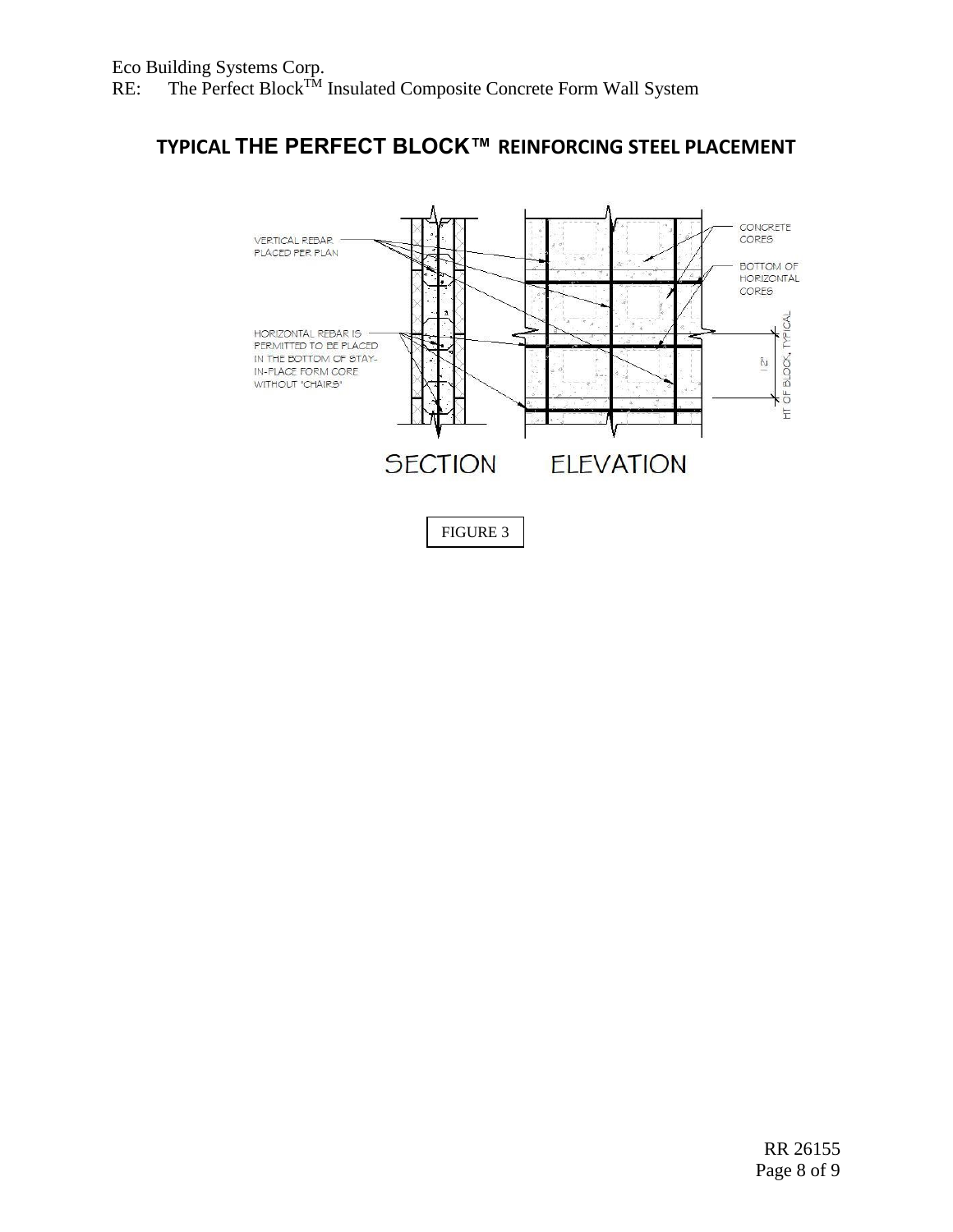## TYPICAL THE PERFECT BLOCK™ REINFORCING STEEL PLACEMENT

VERTICAL REBAR PLACED PER PLAN

HORIZONTAL REBAR IS PERMITTED TO BE PLACED IN THE BOTTOM OF STAY-IN-PLACE FORM CORE WITHOUT "CHAIRS"

CONCRETE CORES

BOTTOM OF HORIZONTAL CORES

12"

HT OF BLOCK, TYPICAL

SECTION

ELEVATION

FIGURE 3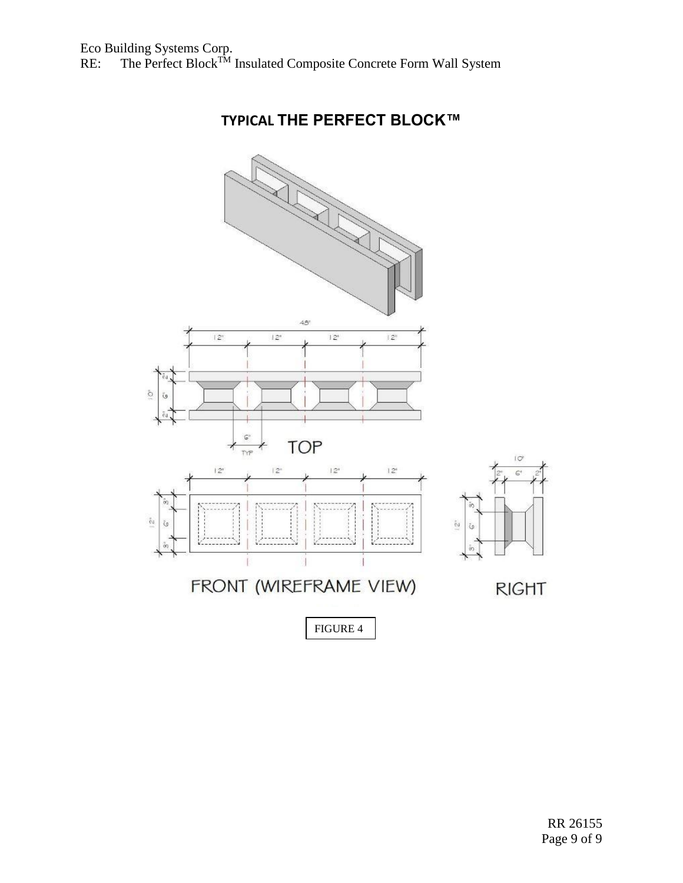## TYPICAL THE PERFECT BLOCK™

48"

12" 12" 12" 12"

10" 2" 6" 2"

6" TYP

TOP

12" 12" 12" 12"

12" 3" 6" 3"

FRONT (WIREFRAME VIEW)

10" 2" 6" 2"

12" 3" 6" 3"

RIGHT

FIGURE 4